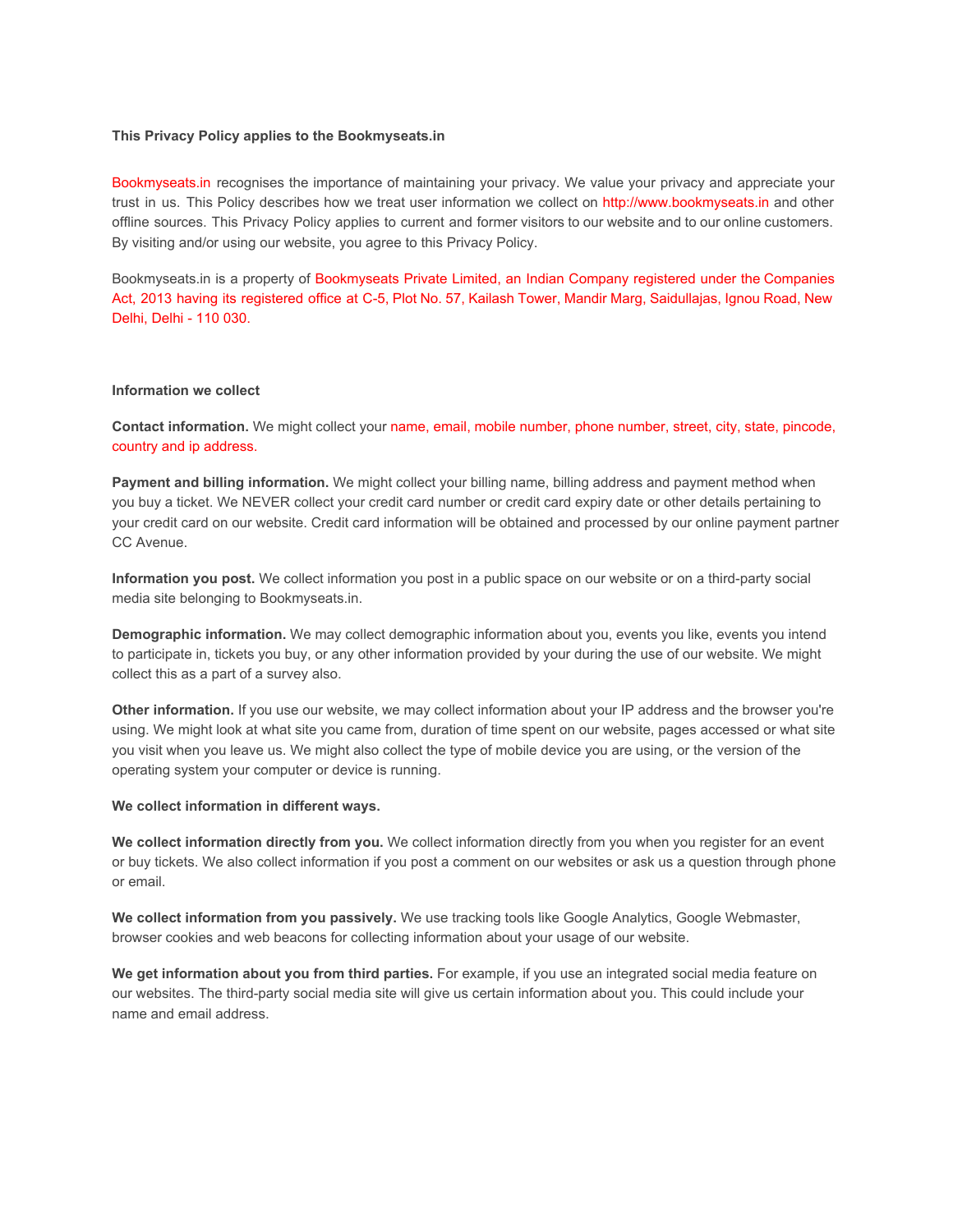**This Privacy Policy applies to the Bookmyseats.in**

Bookmyseats.in recognises the importance of maintaining your privacy. We value your privacy and appreciate your trust in us. This Policy describes how we treat user information we collect on http://www.bookmyseats.in and other offline sources. This Privacy Policy applies to current and former visitors to our website and to our online customers. By visiting and/or using our website, you agree to this Privacy Policy.

Bookmyseats.in is a property of Bookmyseats Private Limited, an Indian Company registered under the Companies Act, 2013 having its registered office at C-5, Plot No. 57, Kailash Tower, Mandir Marg, Saidullajas, Ignou Road, New Delhi, Delhi - 110 030.

**Information we collect**

**Contact information.** We might collect your name, email, mobile number, phone number, street, city, state, pincode, country and ip address.

**Payment and billing information.** We might collect your billing name, billing address and payment method when you buy a ticket. We NEVER collect your credit card number or credit card expiry date or other details pertaining to your credit card on our website. Credit card information will be obtained and processed by our online payment partner CC Avenue.

**Information you post.** We collect information you post in a public space on our website or on a third-party social media site belonging to Bookmyseats.in.

**Demographic information.** We may collect demographic information about you, events you like, events you intend to participate in, tickets you buy, or any other information provided by your during the use of our website. We might collect this as a part of a survey also.

**Other information.** If you use our website, we may collect information about your IP address and the browser you're using. We might look at what site you came from, duration of time spent on our website, pages accessed or what site you visit when you leave us. We might also collect the type of mobile device you are using, or the version of the operating system your computer or device is running.

**We collect information in different ways.**

**We collect information directly from you.** We collect information directly from you when you register for an event or buy tickets. We also collect information if you post a comment on our websites or ask us a question through phone or email.

**We collect information from you passively.** We use tracking tools like Google Analytics, Google Webmaster, browser cookies and web beacons for collecting information about your usage of our website.

**We get information about you from third parties.** For example, if you use an integrated social media feature on our websites. The third-party social media site will give us certain information about you. This could include your name and email address.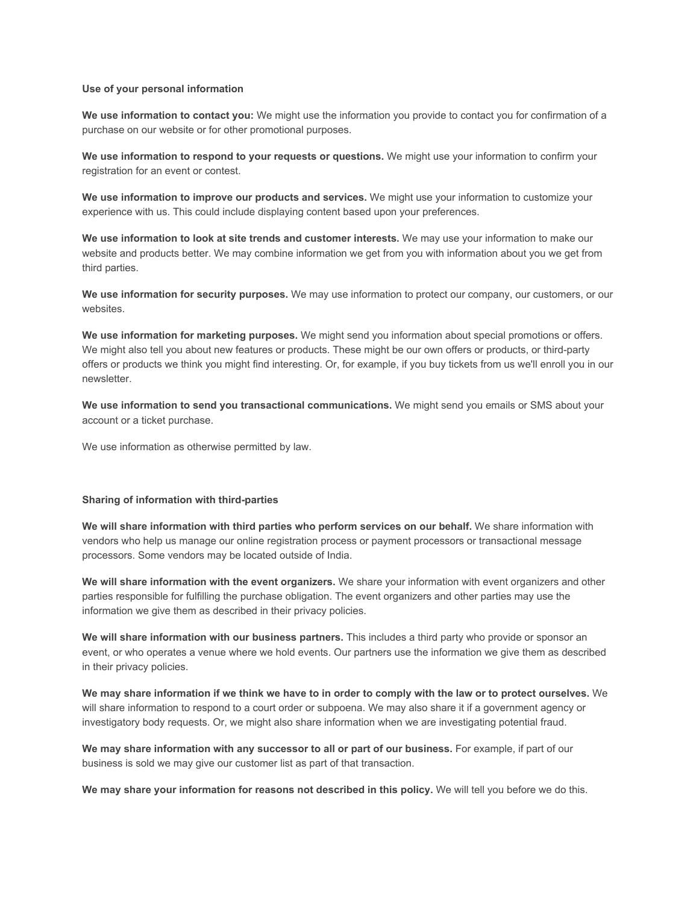**Use of your personal information**

**We use information to contact you:** We might use the information you provide to contact you for confirmation of a purchase on our website or for other promotional purposes.

**We use information to respond to your requests or questions.** We might use your information to confirm your registration for an event or contest.

**We use information to improve our products and services.** We might use your information to customize your experience with us. This could include displaying content based upon your preferences.

**We use information to look at site trends and customer interests.** We may use your information to make our website and products better. We may combine information we get from you with information about you we get from third parties.

**We use information for security purposes.** We may use information to protect our company, our customers, or our websites.

**We use information for marketing purposes.** We might send you information about special promotions or offers. We might also tell you about new features or products. These might be our own offers or products, or third-party offers or products we think you might find interesting. Or, for example, if you buy tickets from us we'll enroll you in our newsletter.

**We use information to send you transactional communications.** We might send you emails or SMS about your account or a ticket purchase.

We use information as otherwise permitted by law.

**Sharing of information with third-parties**

**We will share information with third parties who perform services on our behalf.** We share information with vendors who help us manage our online registration process or payment processors or transactional message processors. Some vendors may be located outside of India.

**We will share information with the event organizers.** We share your information with event organizers and other parties responsible for fulfilling the purchase obligation. The event organizers and other parties may use the information we give them as described in their privacy policies.

**We will share information with our business partners.** This includes a third party who provide or sponsor an event, or who operates a venue where we hold events. Our partners use the information we give them as described in their privacy policies.

**We may share information if we think we have to in order to comply with the law or to protect ourselves.** We will share information to respond to a court order or subpoena. We may also share it if a government agency or investigatory body requests. Or, we might also share information when we are investigating potential fraud.

**We may share information with any successor to all or part of our business.** For example, if part of our business is sold we may give our customer list as part of that transaction.

**We may share your information for reasons not described in this policy.** We will tell you before we do this.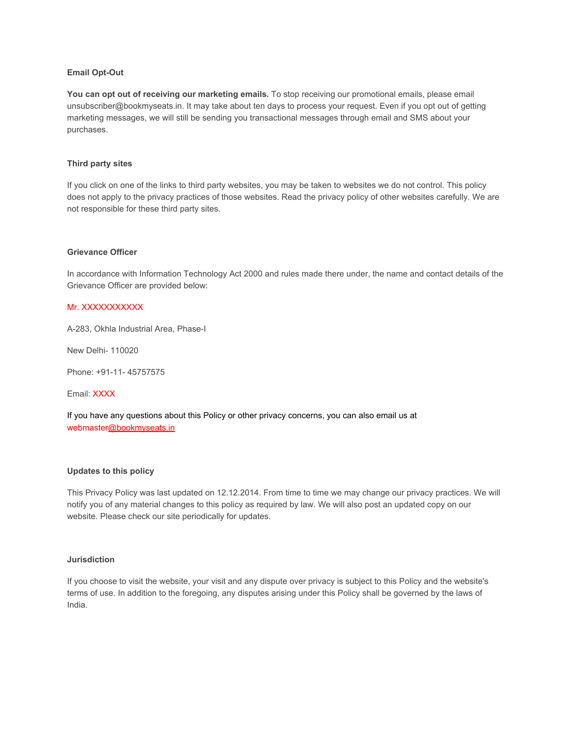### Email Opt-Out

**You can opt out of receiving our marketing emails.** To stop receiving our promotional emails, please email unsubscriber@bookmyseats.in. It may take about ten days to process your request. Even if you opt out of getting marketing messages, we will still be sending you transactional messages through email and SMS about your purchases.

### Third party sites

If you click on one of the links to third party websites, you may be taken to websites we do not control. This policy does not apply to the privacy practices of those websites. Read the privacy policy of other websites carefully. We are not responsible for these third party sites.

### Grievance Officer

In accordance with Information Technology Act 2000 and rules made there under, the name and contact details of the Grievance Officer are provided below:

Mr. XXXXXXXXXXX

A-283, Okhla Industrial Area, Phase-I

New Delhi- 110020

Phone: +91-11- 45757575

Email: XXXX

If you have any questions about this Policy or other privacy concerns, you can also email us at webmaster@bookmyseats.in

### Updates to this policy

This Privacy Policy was last updated on 12.12.2014. From time to time we may change our privacy practices. We will notify you of any material changes to this policy as required by law. We will also post an updated copy on our website. Please check our site periodically for updates.

### Jurisdiction

If you choose to visit the website, your visit and any dispute over privacy is subject to this Policy and the website's terms of use. In addition to the foregoing, any disputes arising under this Policy shall be governed by the laws of India.